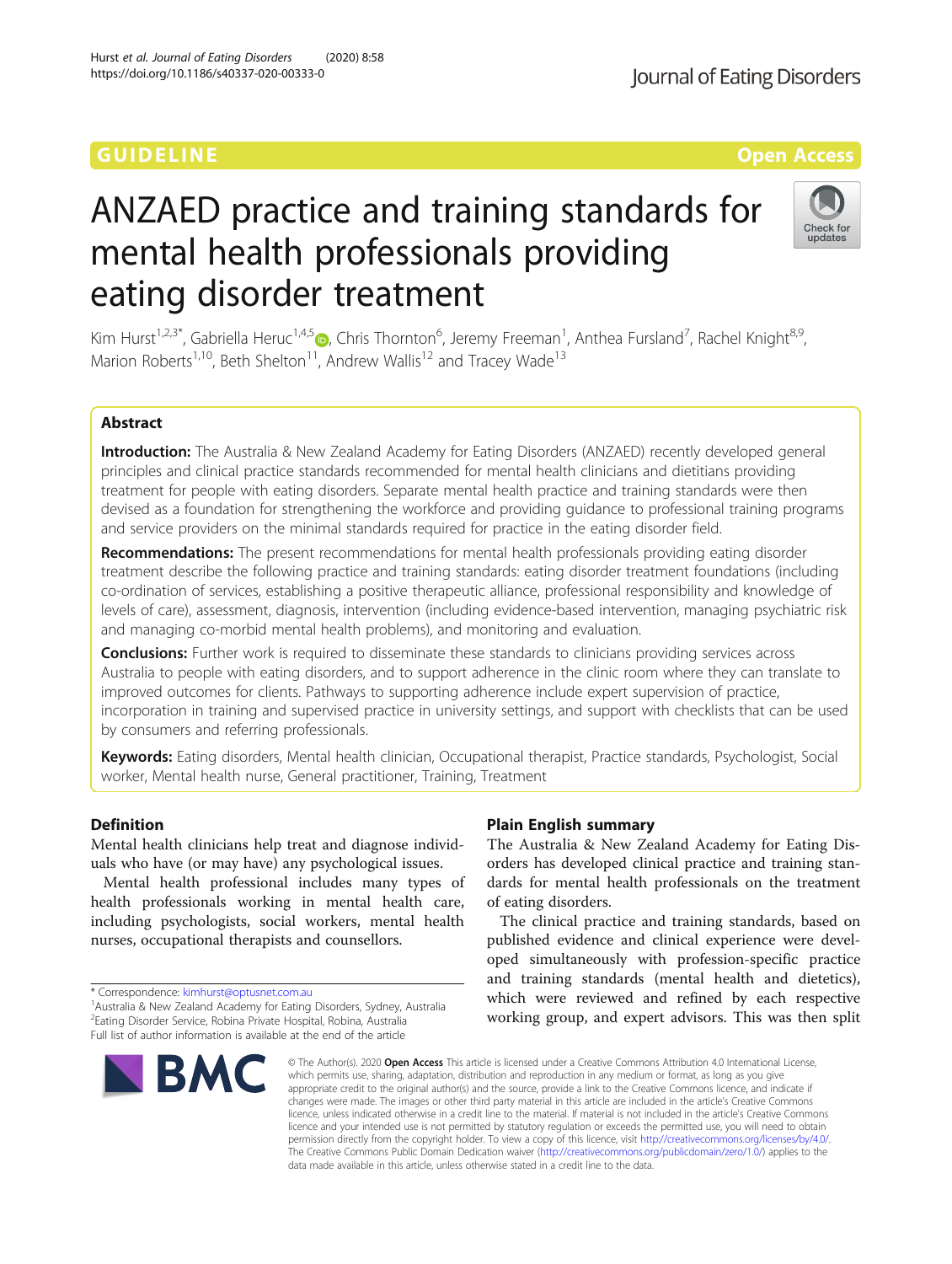GUIDELINE

Open Access

# ANZAED practice and training standards for mental health professionals providing eating disorder treatment

Kim Hurst[1,2,3*], Gabriella Heruc[1,4,5], Chris Thornton[6], Jeremy Freeman[1], Anthea Fursland[7], Rachel Knight[8,9], Marion Roberts[1,10], Beth Shelton[11], Andrew Wallis[12] and Tracey Wade[13]

## Abstract

**Introduction:** The Australia & New Zealand Academy for Eating Disorders (ANZAED) recently developed general principles and clinical practice standards recommended for mental health clinicians and dietitians providing treatment for people with eating disorders. Separate mental health practice and training standards were then devised as a foundation for strengthening the workforce and providing guidance to professional training programs and service providers on the minimal standards required for practice in the eating disorder field.

**Recommendations:** The present recommendations for mental health professionals providing eating disorder treatment describe the following practice and training standards: eating disorder treatment foundations (including co-ordination of services, establishing a positive therapeutic alliance, professional responsibility and knowledge of levels of care), assessment, diagnosis, intervention (including evidence-based intervention, managing psychiatric risk and managing co-morbid mental health problems), and monitoring and evaluation.

**Conclusions:** Further work is required to disseminate these standards to clinicians providing services across Australia to people with eating disorders, and to support adherence in the clinic room where they can translate to improved outcomes for clients. Pathways to supporting adherence include expert supervision of practice, incorporation in training and supervised practice in university settings, and support with checklists that can be used by consumers and referring professionals.

**Keywords:** Eating disorders, Mental health clinician, Occupational therapist, Practice standards, Psychologist, Social worker, Mental health nurse, General practitioner, Training, Treatment

## Definition

Mental health clinicians help treat and diagnose individuals who have (or may have) any psychological issues.

Mental health professional includes many types of health professionals working in mental health care, including psychologists, social workers, mental health nurses, occupational therapists and counsellors.

## Plain English summary

The Australia & New Zealand Academy for Eating Disorders has developed clinical practice and training standards for mental health professionals on the treatment of eating disorders.

The clinical practice and training standards, based on published evidence and clinical experience were developed simultaneously with profession-specific practice and training standards (mental health and dietetics), which were reviewed and refined by each respective working group, and expert advisors. This was then split

\* Correspondence: kimhurst@optusnet.com.au

[1]Australia & New Zealand Academy for Eating Disorders, Sydney, Australia

[2]Eating Disorder Service, Robina Private Hospital, Robina, Australia

Full list of author information is available at the end of the article

© The Author(s). 2020 **Open Access** This article is licensed under a Creative Commons Attribution 4.0 International License, which permits use, sharing, adaptation, distribution and reproduction in any medium or format, as long as you give appropriate credit to the original author(s) and the source, provide a link to the Creative Commons licence, and indicate if changes were made. The images or other third party material in this article are included in the article's Creative Commons licence, unless indicated otherwise in a credit line to the material. If material is not included in the article's Creative Commons licence and your intended use is not permitted by statutory regulation or exceeds the permitted use, you will need to obtain permission directly from the copyright holder. To view a copy of this licence, visit http://creativecommons.org/licenses/by/4.0/. The Creative Commons Public Domain Dedication waiver (http://creativecommons.org/publicdomain/zero/1.0/) applies to the data made available in this article, unless otherwise stated in a credit line to the data.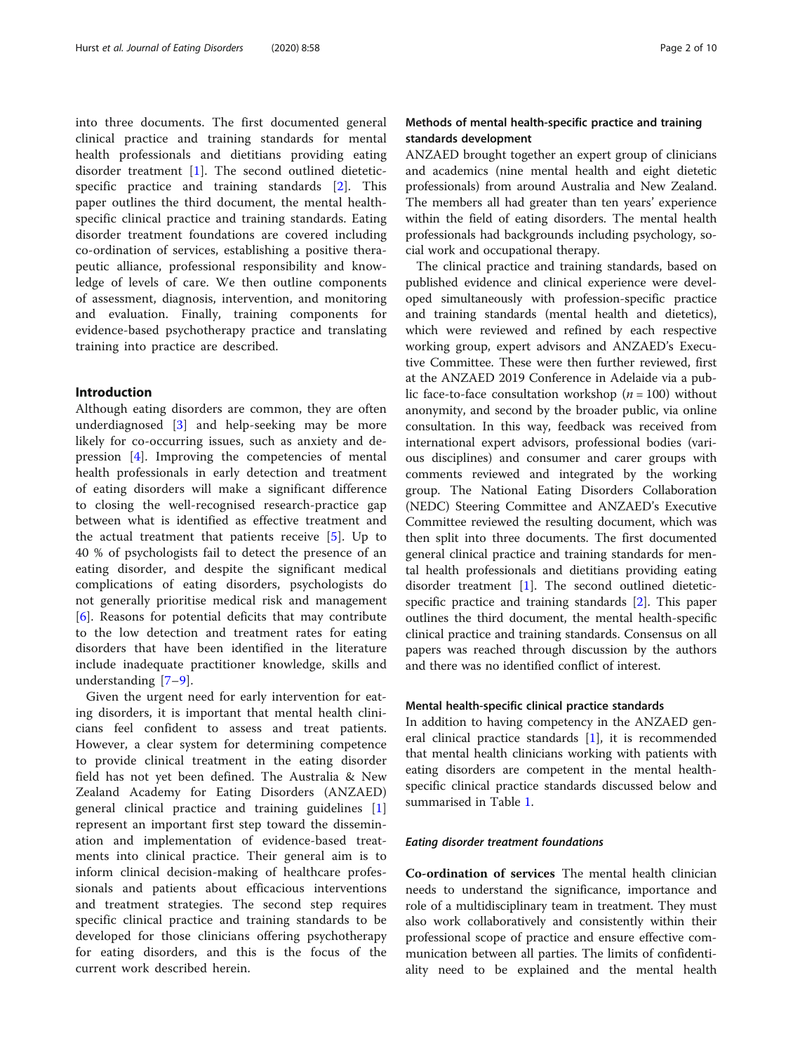into three documents. The first documented general clinical practice and training standards for mental health professionals and dietitians providing eating disorder treatment [1]. The second outlined dietetic-specific practice and training standards [2]. This paper outlines the third document, the mental health-specific clinical practice and training standards. Eating disorder treatment foundations are covered including co-ordination of services, establishing a positive therapeutic alliance, professional responsibility and knowledge of levels of care. We then outline components of assessment, diagnosis, intervention, and monitoring and evaluation. Finally, training components for evidence-based psychotherapy practice and translating training into practice are described.

## Introduction

Although eating disorders are common, they are often underdiagnosed [3] and help-seeking may be more likely for co-occurring issues, such as anxiety and depression [4]. Improving the competencies of mental health professionals in early detection and treatment of eating disorders will make a significant difference to closing the well-recognised research-practice gap between what is identified as effective treatment and the actual treatment that patients receive [5]. Up to 40 % of psychologists fail to detect the presence of an eating disorder, and despite the significant medical complications of eating disorders, psychologists do not generally prioritise medical risk and management [6]. Reasons for potential deficits that may contribute to the low detection and treatment rates for eating disorders that have been identified in the literature include inadequate practitioner knowledge, skills and understanding [7–9].

Given the urgent need for early intervention for eating disorders, it is important that mental health clinicians feel confident to assess and treat patients. However, a clear system for determining competence to provide clinical treatment in the eating disorder field has not yet been defined. The Australia & New Zealand Academy for Eating Disorders (ANZAED) general clinical practice and training guidelines [1] represent an important first step toward the dissemination and implementation of evidence-based treatments into clinical practice. Their general aim is to inform clinical decision-making of healthcare professionals and patients about efficacious interventions and treatment strategies. The second step requires specific clinical practice and training standards to be developed for those clinicians offering psychotherapy for eating disorders, and this is the focus of the current work described herein.

## Methods of mental health-specific practice and training standards development

ANZAED brought together an expert group of clinicians and academics (nine mental health and eight dietetic professionals) from around Australia and New Zealand. The members all had greater than ten years' experience within the field of eating disorders. The mental health professionals had backgrounds including psychology, social work and occupational therapy.

The clinical practice and training standards, based on published evidence and clinical experience were developed simultaneously with profession-specific practice and training standards (mental health and dietetics), which were reviewed and refined by each respective working group, expert advisors and ANZAED's Executive Committee. These were then further reviewed, first at the ANZAED 2019 Conference in Adelaide via a public face-to-face consultation workshop ($n = 100$) without anonymity, and second by the broader public, via online consultation. In this way, feedback was received from international expert advisors, professional bodies (various disciplines) and consumer and carer groups with comments reviewed and integrated by the working group. The National Eating Disorders Collaboration (NEDC) Steering Committee and ANZAED's Executive Committee reviewed the resulting document, which was then split into three documents. The first documented general clinical practice and training standards for mental health professionals and dietitians providing eating disorder treatment [1]. The second outlined dietetic-specific practice and training standards [2]. This paper outlines the third document, the mental health-specific clinical practice and training standards. Consensus on all papers was reached through discussion by the authors and there was no identified conflict of interest.

### Mental health-specific clinical practice standards

In addition to having competency in the ANZAED general clinical practice standards [1], it is recommended that mental health clinicians working with patients with eating disorders are competent in the mental health-specific clinical practice standards discussed below and summarised in Table 1.

#### *Eating disorder treatment foundations*

**Co-ordination of services** The mental health clinician needs to understand the significance, importance and role of a multidisciplinary team in treatment. They must also work collaboratively and consistently within their professional scope of practice and ensure effective communication between all parties. The limits of confidentiality need to be explained and the mental health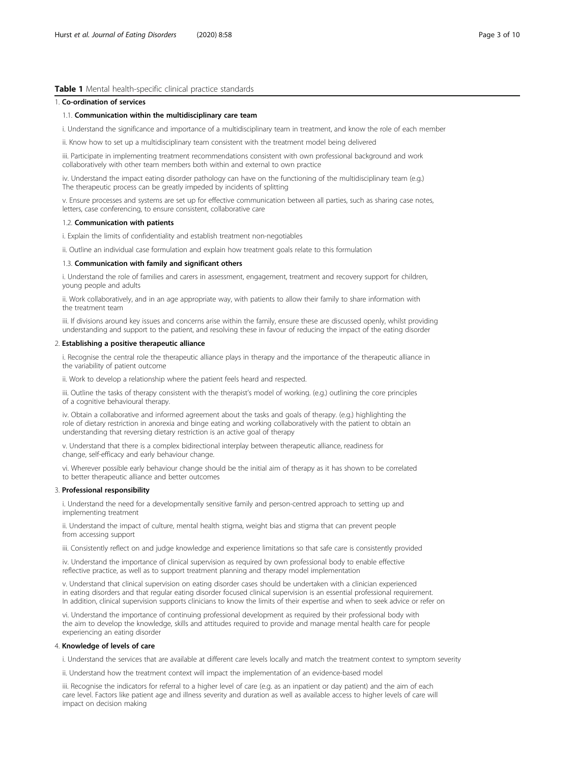**Table 1** Mental health-specific clinical practice standards

1. **Co-ordination of services**

1.1. **Communication within the multidisciplinary care team**

i. Understand the significance and importance of a multidisciplinary team in treatment, and know the role of each member

ii. Know how to set up a multidisciplinary team consistent with the treatment model being delivered

iii. Participate in implementing treatment recommendations consistent with own professional background and work collaboratively with other team members both within and external to own practice

iv. Understand the impact eating disorder pathology can have on the functioning of the multidisciplinary team (e.g.) The therapeutic process can be greatly impeded by incidents of splitting

v. Ensure processes and systems are set up for effective communication between all parties, such as sharing case notes, letters, case conferencing, to ensure consistent, collaborative care

1.2. **Communication with patients**

i. Explain the limits of confidentiality and establish treatment non-negotiables

ii. Outline an individual case formulation and explain how treatment goals relate to this formulation

1.3. **Communication with family and significant others**

i. Understand the role of families and carers in assessment, engagement, treatment and recovery support for children, young people and adults

ii. Work collaboratively, and in an age appropriate way, with patients to allow their family to share information with the treatment team

iii. If divisions around key issues and concerns arise within the family, ensure these are discussed openly, whilst providing understanding and support to the patient, and resolving these in favour of reducing the impact of the eating disorder

2. **Establishing a positive therapeutic alliance**

i. Recognise the central role the therapeutic alliance plays in therapy and the importance of the therapeutic alliance in the variability of patient outcome

ii. Work to develop a relationship where the patient feels heard and respected.

iii. Outline the tasks of therapy consistent with the therapist's model of working. (e.g.) outlining the core principles of a cognitive behavioural therapy.

iv. Obtain a collaborative and informed agreement about the tasks and goals of therapy. (e.g.) highlighting the role of dietary restriction in anorexia and binge eating and working collaboratively with the patient to obtain an understanding that reversing dietary restriction is an active goal of therapy

v. Understand that there is a complex bidirectional interplay between therapeutic alliance, readiness for change, self-efficacy and early behaviour change.

vi. Wherever possible early behaviour change should be the initial aim of therapy as it has shown to be correlated to better therapeutic alliance and better outcomes

3. **Professional responsibility**

i. Understand the need for a developmentally sensitive family and person-centred approach to setting up and implementing treatment

ii. Understand the impact of culture, mental health stigma, weight bias and stigma that can prevent people from accessing support

iii. Consistently reflect on and judge knowledge and experience limitations so that safe care is consistently provided

iv. Understand the importance of clinical supervision as required by own professional body to enable effective reflective practice, as well as to support treatment planning and therapy model implementation

v. Understand that clinical supervision on eating disorder cases should be undertaken with a clinician experienced in eating disorders and that regular eating disorder focused clinical supervision is an essential professional requirement. In addition, clinical supervision supports clinicians to know the limits of their expertise and when to seek advice or refer on

vi. Understand the importance of continuing professional development as required by their professional body with the aim to develop the knowledge, skills and attitudes required to provide and manage mental health care for people experiencing an eating disorder

4. **Knowledge of levels of care**

i. Understand the services that are available at different care levels locally and match the treatment context to symptom severity

ii. Understand how the treatment context will impact the implementation of an evidence-based model

iii. Recognise the indicators for referral to a higher level of care (e.g. as an inpatient or day patient) and the aim of each care level. Factors like patient age and illness severity and duration as well as available access to higher levels of care will impact on decision making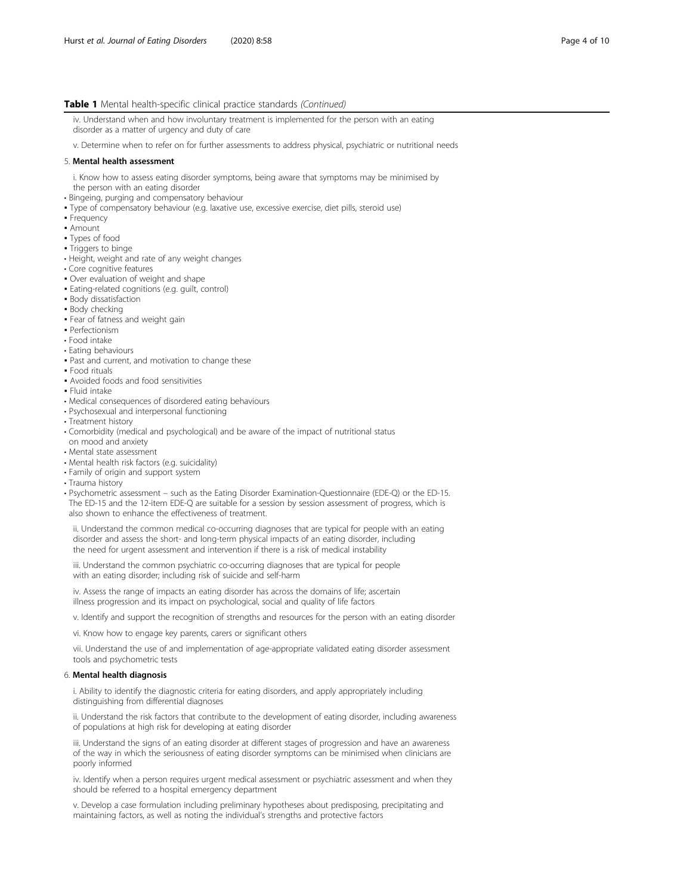**Table 1** Mental health-specific clinical practice standards *(Continued)*

iv. Understand when and how involuntary treatment is implemented for the person with an eating disorder as a matter of urgency and duty of care

v. Determine when to refer on for further assessments to address physical, psychiatric or nutritional needs

5. **Mental health assessment**

i. Know how to assess eating disorder symptoms, being aware that symptoms may be minimised by the person with an eating disorder

- Bingeing, purging and compensatory behaviour
  - Type of compensatory behaviour (e.g. laxative use, excessive exercise, diet pills, steroid use)
  - Frequency
  - Amount
  - Types of food
  - Triggers to binge
- Height, weight and rate of any weight changes
- Core cognitive features
  - Over evaluation of weight and shape
  - Eating-related cognitions (e.g. guilt, control)
  - Body dissatisfaction
  - Body checking
  - Fear of fatness and weight gain
  - Perfectionism
- Food intake
- Eating behaviours
  - Past and current, and motivation to change these
  - Food rituals
  - Avoided foods and food sensitivities
  - Fluid intake
- Medical consequences of disordered eating behaviours
- Psychosexual and interpersonal functioning
- Treatment history
- Comorbidity (medical and psychological) and be aware of the impact of nutritional status on mood and anxiety
- Mental state assessment
- Mental health risk factors (e.g. suicidality)
- Family of origin and support system
- Trauma history
- Psychometric assessment – such as the Eating Disorder Examination-Questionnaire (EDE-Q) or the ED-15. The ED-15 and the 12-item EDE-Q are suitable for a session by session assessment of progress, which is also shown to enhance the effectiveness of treatment.

ii. Understand the common medical co-occurring diagnoses that are typical for people with an eating disorder and assess the short- and long-term physical impacts of an eating disorder, including the need for urgent assessment and intervention if there is a risk of medical instability

iii. Understand the common psychiatric co-occurring diagnoses that are typical for people with an eating disorder; including risk of suicide and self-harm

iv. Assess the range of impacts an eating disorder has across the domains of life; ascertain illness progression and its impact on psychological, social and quality of life factors

v. Identify and support the recognition of strengths and resources for the person with an eating disorder

vi. Know how to engage key parents, carers or significant others

vii. Understand the use of and implementation of age-appropriate validated eating disorder assessment tools and psychometric tests

6. **Mental health diagnosis**

i. Ability to identify the diagnostic criteria for eating disorders, and apply appropriately including distinguishing from differential diagnoses

ii. Understand the risk factors that contribute to the development of eating disorder, including awareness of populations at high risk for developing at eating disorder

iii. Understand the signs of an eating disorder at different stages of progression and have an awareness of the way in which the seriousness of eating disorder symptoms can be minimised when clinicians are poorly informed

iv. Identify when a person requires urgent medical assessment or psychiatric assessment and when they should be referred to a hospital emergency department

v. Develop a case formulation including preliminary hypotheses about predisposing, precipitating and maintaining factors, as well as noting the individual's strengths and protective factors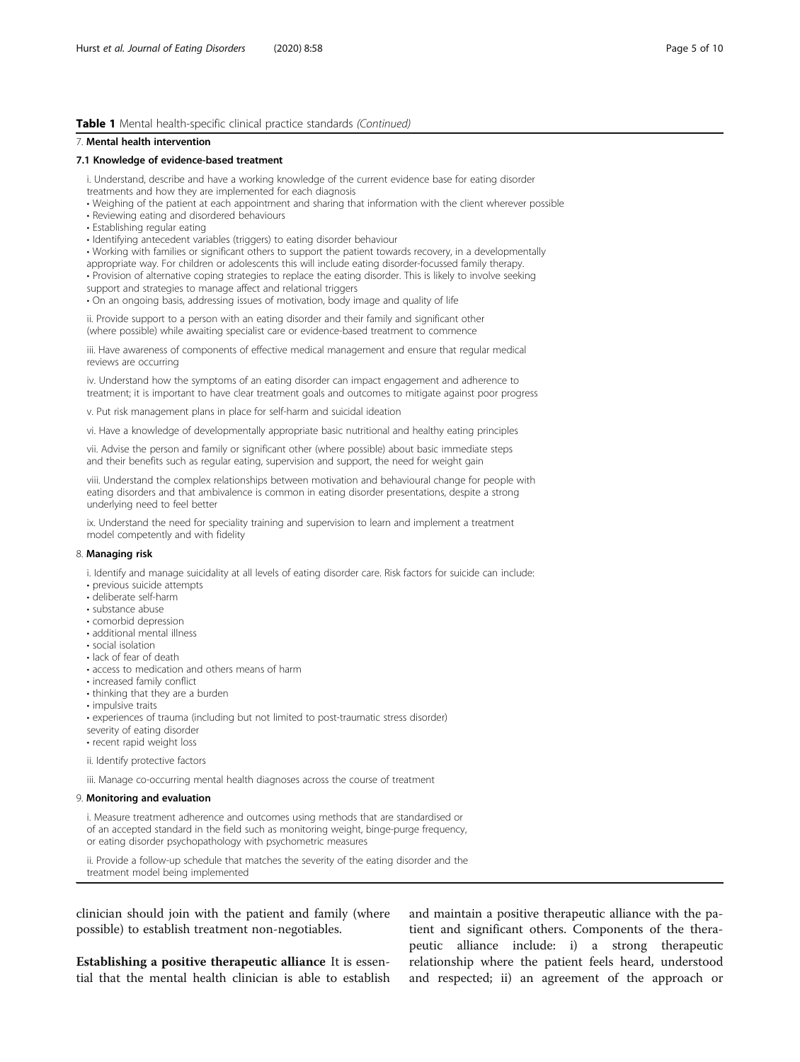**Table 1** Mental health-specific clinical practice standards *(Continued)*

| |
|---|
| 7. **Mental health intervention** |
| **7.1 Knowledge of evidence-based treatment** |
| i. Understand, describe and have a working knowledge of the current evidence base for eating disorder treatments and how they are implemented for each diagnosis<br>• Weighing of the patient at each appointment and sharing that information with the client wherever possible<br>• Reviewing eating and disordered behaviours<br>• Establishing regular eating<br>• Identifying antecedent variables (triggers) to eating disorder behaviour<br>• Working with families or significant others to support the patient towards recovery, in a developmentally appropriate way. For children or adolescents this will include eating disorder-focussed family therapy.<br>• Provision of alternative coping strategies to replace the eating disorder. This is likely to involve seeking support and strategies to manage affect and relational triggers<br>• On an ongoing basis, addressing issues of motivation, body image and quality of life |
| ii. Provide support to a person with an eating disorder and their family and significant other (where possible) while awaiting specialist care or evidence-based treatment to commence |
| iii. Have awareness of components of effective medical management and ensure that regular medical reviews are occurring |
| iv. Understand how the symptoms of an eating disorder can impact engagement and adherence to treatment; it is important to have clear treatment goals and outcomes to mitigate against poor progress |
| v. Put risk management plans in place for self-harm and suicidal ideation |
| vi. Have a knowledge of developmentally appropriate basic nutritional and healthy eating principles |
| vii. Advise the person and family or significant other (where possible) about basic immediate steps and their benefits such as regular eating, supervision and support, the need for weight gain |
| viii. Understand the complex relationships between motivation and behavioural change for people with eating disorders and that ambivalence is common in eating disorder presentations, despite a strong underlying need to feel better |
| ix. Understand the need for speciality training and supervision to learn and implement a treatment model competently and with fidelity |
| 8. **Managing risk** |
| i. Identify and manage suicidality at all levels of eating disorder care. Risk factors for suicide can include:<br>• previous suicide attempts<br>• deliberate self-harm<br>• substance abuse<br>• comorbid depression<br>• additional mental illness<br>• social isolation<br>• lack of fear of death<br>• access to medication and others means of harm<br>• increased family conflict<br>• thinking that they are a burden<br>• impulsive traits<br>• experiences of trauma (including but not limited to post-traumatic stress disorder)<br>severity of eating disorder<br>• recent rapid weight loss |
| ii. Identify protective factors |
| iii. Manage co-occurring mental health diagnoses across the course of treatment |
| 9. **Monitoring and evaluation** |
| i. Measure treatment adherence and outcomes using methods that are standardised or of an accepted standard in the field such as monitoring weight, binge-purge frequency, or eating disorder psychopathology with psychometric measures |
| ii. Provide a follow-up schedule that matches the severity of the eating disorder and the treatment model being implemented |

clinician should join with the patient and family (where possible) to establish treatment non-negotiables.

**Establishing a positive therapeutic alliance** It is essential that the mental health clinician is able to establish and maintain a positive therapeutic alliance with the patient and significant others. Components of the therapeutic alliance include: i) a strong therapeutic relationship where the patient feels heard, understood and respected; ii) an agreement of the approach or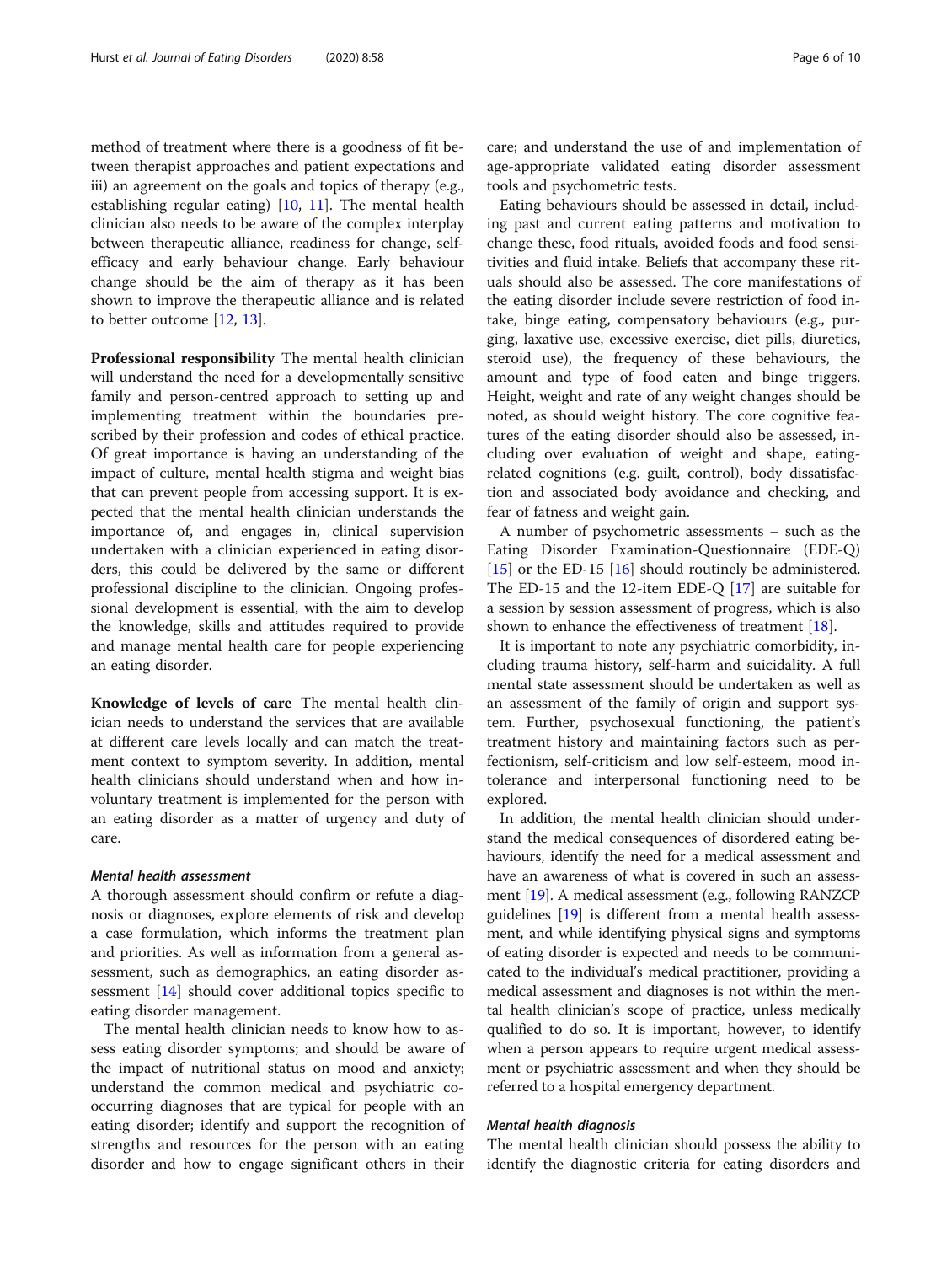method of treatment where there is a goodness of fit between therapist approaches and patient expectations and iii) an agreement on the goals and topics of therapy (e.g., establishing regular eating) [10, 11]. The mental health clinician also needs to be aware of the complex interplay between therapeutic alliance, readiness for change, self-efficacy and early behaviour change. Early behaviour change should be the aim of therapy as it has been shown to improve the therapeutic alliance and is related to better outcome [12, 13].

**Professional responsibility** The mental health clinician will understand the need for a developmentally sensitive family and person-centred approach to setting up and implementing treatment within the boundaries prescribed by their profession and codes of ethical practice. Of great importance is having an understanding of the impact of culture, mental health stigma and weight bias that can prevent people from accessing support. It is expected that the mental health clinician understands the importance of, and engages in, clinical supervision undertaken with a clinician experienced in eating disorders, this could be delivered by the same or different professional discipline to the clinician. Ongoing professional development is essential, with the aim to develop the knowledge, skills and attitudes required to provide and manage mental health care for people experiencing an eating disorder.

**Knowledge of levels of care** The mental health clinician needs to understand the services that are available at different care levels locally and can match the treatment context to symptom severity. In addition, mental health clinicians should understand when and how involuntary treatment is implemented for the person with an eating disorder as a matter of urgency and duty of care.

### *Mental health assessment*

A thorough assessment should confirm or refute a diagnosis or diagnoses, explore elements of risk and develop a case formulation, which informs the treatment plan and priorities. As well as information from a general assessment, such as demographics, an eating disorder assessment [14] should cover additional topics specific to eating disorder management.

The mental health clinician needs to know how to assess eating disorder symptoms; and should be aware of the impact of nutritional status on mood and anxiety; understand the common medical and psychiatric co-occurring diagnoses that are typical for people with an eating disorder; identify and support the recognition of strengths and resources for the person with an eating disorder and how to engage significant others in their care; and understand the use of and implementation of age-appropriate validated eating disorder assessment tools and psychometric tests.

Eating behaviours should be assessed in detail, including past and current eating patterns and motivation to change these, food rituals, avoided foods and food sensitivities and fluid intake. Beliefs that accompany these rituals should also be assessed. The core manifestations of the eating disorder include severe restriction of food intake, binge eating, compensatory behaviours (e.g., purging, laxative use, excessive exercise, diet pills, diuretics, steroid use), the frequency of these behaviours, the amount and type of food eaten and binge triggers. Height, weight and rate of any weight changes should be noted, as should weight history. The core cognitive features of the eating disorder should also be assessed, including over evaluation of weight and shape, eating-related cognitions (e.g. guilt, control), body dissatisfaction and associated body avoidance and checking, and fear of fatness and weight gain.

A number of psychometric assessments – such as the Eating Disorder Examination-Questionnaire (EDE-Q) [15] or the ED-15 [16] should routinely be administered. The ED-15 and the 12-item EDE-Q [17] are suitable for a session by session assessment of progress, which is also shown to enhance the effectiveness of treatment [18].

It is important to note any psychiatric comorbidity, including trauma history, self-harm and suicidality. A full mental state assessment should be undertaken as well as an assessment of the family of origin and support system. Further, psychosexual functioning, the patient's treatment history and maintaining factors such as perfectionism, self-criticism and low self-esteem, mood intolerance and interpersonal functioning need to be explored.

In addition, the mental health clinician should understand the medical consequences of disordered eating behaviours, identify the need for a medical assessment and have an awareness of what is covered in such an assessment [19]. A medical assessment (e.g., following RANZCP guidelines [19] is different from a mental health assessment, and while identifying physical signs and symptoms of eating disorder is expected and needs to be communicated to the individual's medical practitioner, providing a medical assessment and diagnoses is not within the mental health clinician's scope of practice, unless medically qualified to do so. It is important, however, to identify when a person appears to require urgent medical assessment or psychiatric assessment and when they should be referred to a hospital emergency department.

### *Mental health diagnosis*

The mental health clinician should possess the ability to identify the diagnostic criteria for eating disorders and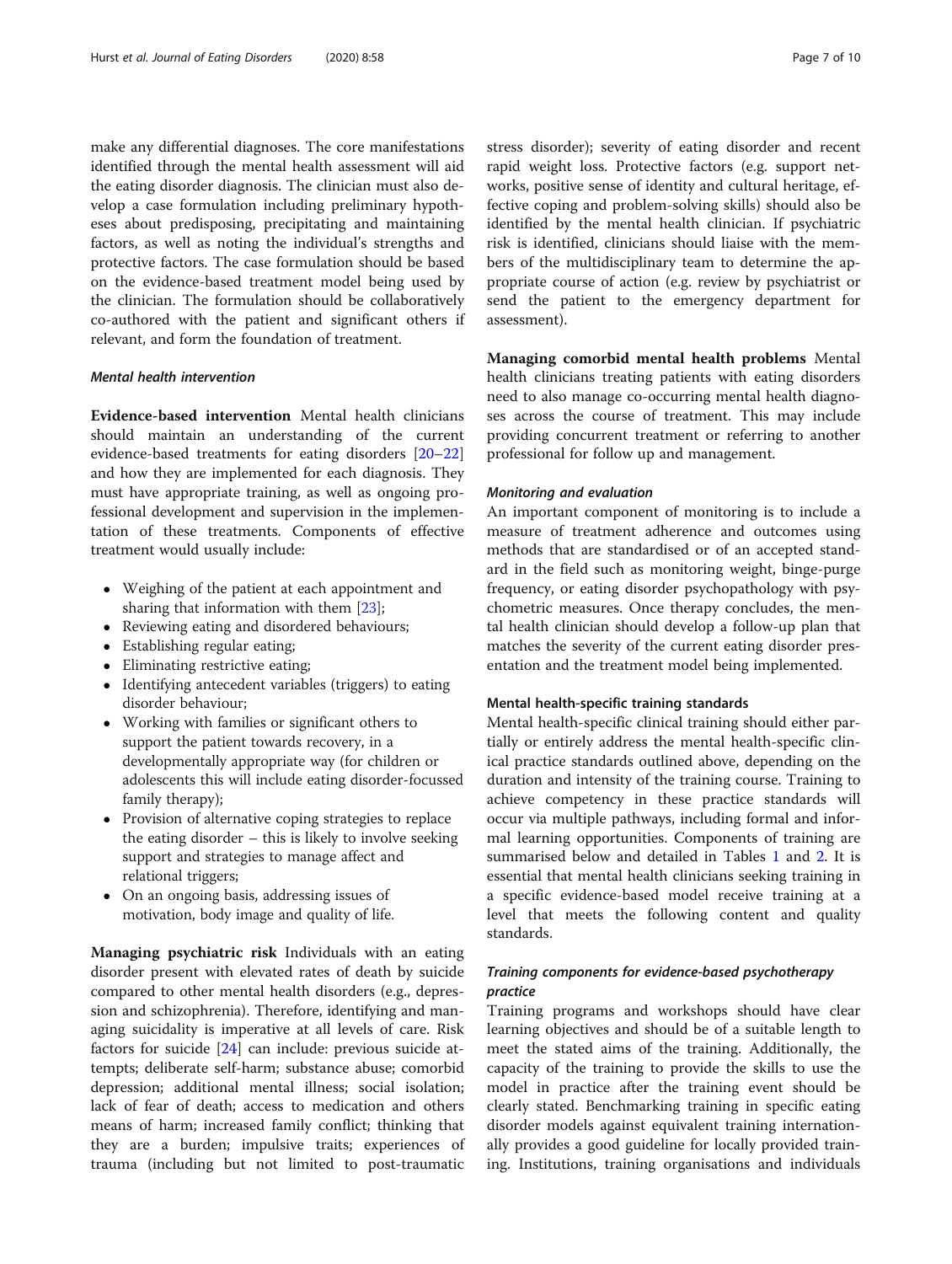make any differential diagnoses. The core manifestations identified through the mental health assessment will aid the eating disorder diagnosis. The clinician must also develop a case formulation including preliminary hypotheses about predisposing, precipitating and maintaining factors, as well as noting the individual's strengths and protective factors. The case formulation should be based on the evidence-based treatment model being used by the clinician. The formulation should be collaboratively co-authored with the patient and significant others if relevant, and form the foundation of treatment.

#### *Mental health intervention*

**Evidence-based intervention** Mental health clinicians should maintain an understanding of the current evidence-based treatments for eating disorders [20–22] and how they are implemented for each diagnosis. They must have appropriate training, as well as ongoing professional development and supervision in the implementation of these treatments. Components of effective treatment would usually include:

- Weighing of the patient at each appointment and sharing that information with them [23];
- Reviewing eating and disordered behaviours;
- Establishing regular eating;
- Eliminating restrictive eating;
- Identifying antecedent variables (triggers) to eating disorder behaviour;
- Working with families or significant others to support the patient towards recovery, in a developmentally appropriate way (for children or adolescents this will include eating disorder-focussed family therapy);
- Provision of alternative coping strategies to replace the eating disorder – this is likely to involve seeking support and strategies to manage affect and relational triggers;
- On an ongoing basis, addressing issues of motivation, body image and quality of life.

**Managing psychiatric risk** Individuals with an eating disorder present with elevated rates of death by suicide compared to other mental health disorders (e.g., depression and schizophrenia). Therefore, identifying and managing suicidality is imperative at all levels of care. Risk factors for suicide [24] can include: previous suicide attempts; deliberate self-harm; substance abuse; comorbid depression; additional mental illness; social isolation; lack of fear of death; access to medication and others means of harm; increased family conflict; thinking that they are a burden; impulsive traits; experiences of trauma (including but not limited to post-traumatic stress disorder); severity of eating disorder and recent rapid weight loss. Protective factors (e.g. support networks, positive sense of identity and cultural heritage, effective coping and problem-solving skills) should also be identified by the mental health clinician. If psychiatric risk is identified, clinicians should liaise with the members of the multidisciplinary team to determine the appropriate course of action (e.g. review by psychiatrist or send the patient to the emergency department for assessment).

**Managing comorbid mental health problems** Mental health clinicians treating patients with eating disorders need to also manage co-occurring mental health diagnoses across the course of treatment. This may include providing concurrent treatment or referring to another professional for follow up and management.

#### *Monitoring and evaluation*

An important component of monitoring is to include a measure of treatment adherence and outcomes using methods that are standardised or of an accepted standard in the field such as monitoring weight, binge-purge frequency, or eating disorder psychopathology with psychometric measures. Once therapy concludes, the mental health clinician should develop a follow-up plan that matches the severity of the current eating disorder presentation and the treatment model being implemented.

### Mental health-specific training standards

Mental health-specific clinical training should either partially or entirely address the mental health-specific clinical practice standards outlined above, depending on the duration and intensity of the training course. Training to achieve competency in these practice standards will occur via multiple pathways, including formal and informal learning opportunities. Components of training are summarised below and detailed in Tables 1 and 2. It is essential that mental health clinicians seeking training in a specific evidence-based model receive training at a level that meets the following content and quality standards.

#### *Training components for evidence-based psychotherapy practice*

Training programs and workshops should have clear learning objectives and should be of a suitable length to meet the stated aims of the training. Additionally, the capacity of the training to provide the skills to use the model in practice after the training event should be clearly stated. Benchmarking training in specific eating disorder models against equivalent training internationally provides a good guideline for locally provided training. Institutions, training organisations and individuals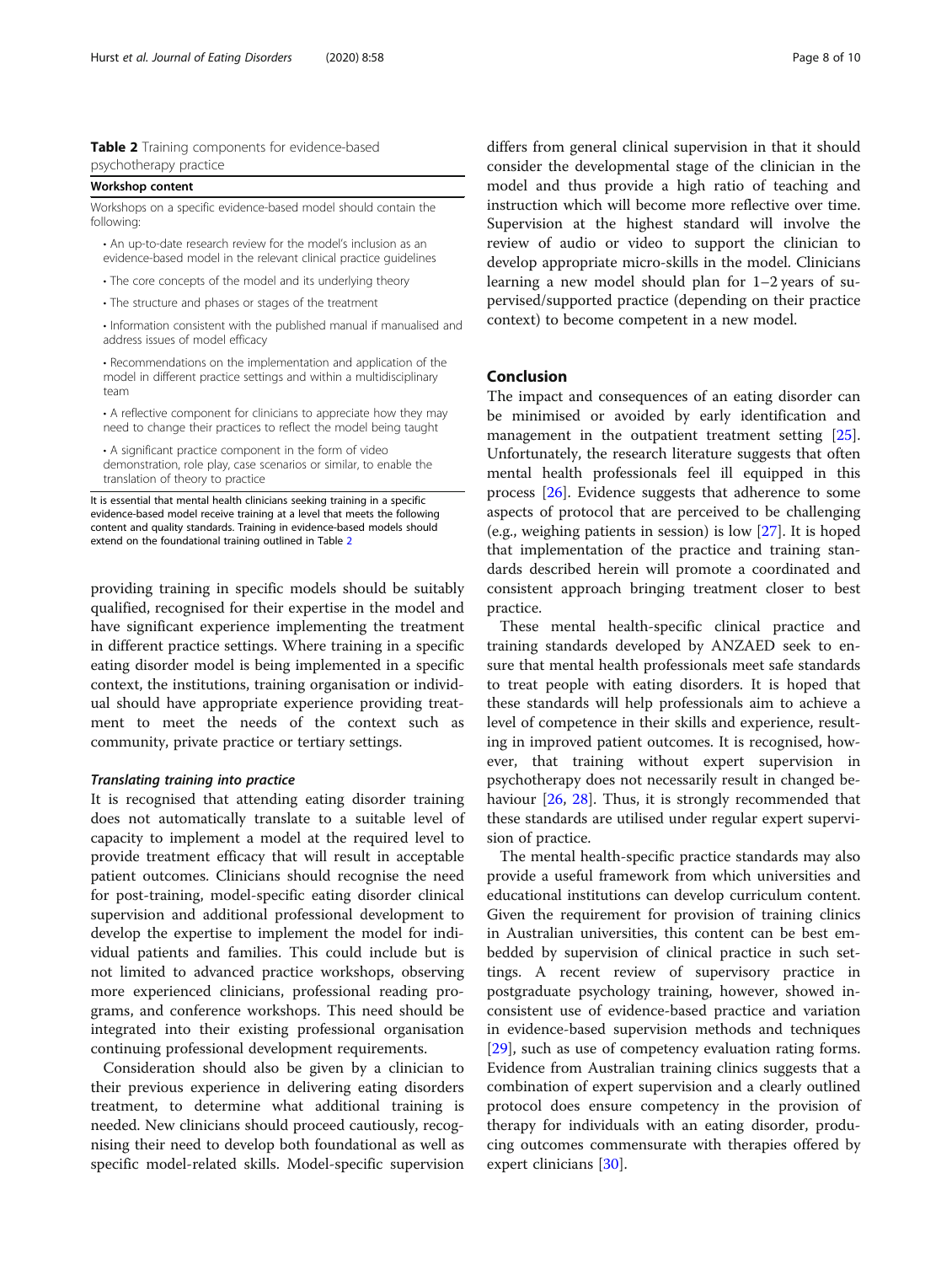**Table 2** Training components for evidence-based psychotherapy practice

| Workshop content |
| --- |
| Workshops on a specific evidence-based model should contain the following:<br>• An up-to-date research review for the model's inclusion as an evidence-based model in the relevant clinical practice guidelines<br>• The core concepts of the model and its underlying theory<br>• The structure and phases or stages of the treatment<br>• Information consistent with the published manual if manualised and address issues of model efficacy<br>• Recommendations on the implementation and application of the model in different practice settings and within a multidisciplinary team<br>• A reflective component for clinicians to appreciate how they may need to change their practices to reflect the model being taught<br>• A significant practice component in the form of video demonstration, role play, case scenarios or similar, to enable the translation of theory to practice |

It is essential that mental health clinicians seeking training in a specific evidence-based model receive training at a level that meets the following content and quality standards. Training in evidence-based models should extend on the foundational training outlined in Table 2

providing training in specific models should be suitably qualified, recognised for their expertise in the model and have significant experience implementing the treatment in different practice settings. Where training in a specific eating disorder model is being implemented in a specific context, the institutions, training organisation or individual should have appropriate experience providing treatment to meet the needs of the context such as community, private practice or tertiary settings.

#### *Translating training into practice*

It is recognised that attending eating disorder training does not automatically translate to a suitable level of capacity to implement a model at the required level to provide treatment efficacy that will result in acceptable patient outcomes. Clinicians should recognise the need for post-training, model-specific eating disorder clinical supervision and additional professional development to develop the expertise to implement the model for individual patients and families. This could include but is not limited to advanced practice workshops, observing more experienced clinicians, professional reading programs, and conference workshops. This need should be integrated into their existing professional organisation continuing professional development requirements.

Consideration should also be given by a clinician to their previous experience in delivering eating disorders treatment, to determine what additional training is needed. New clinicians should proceed cautiously, recognising their need to develop both foundational as well as specific model-related skills. Model-specific supervision differs from general clinical supervision in that it should consider the developmental stage of the clinician in the model and thus provide a high ratio of teaching and instruction which will become more reflective over time. Supervision at the highest standard will involve the review of audio or video to support the clinician to develop appropriate micro-skills in the model. Clinicians learning a new model should plan for 1–2 years of supervised/supported practice (depending on their practice context) to become competent in a new model.

## Conclusion

The impact and consequences of an eating disorder can be minimised or avoided by early identification and management in the outpatient treatment setting [25]. Unfortunately, the research literature suggests that often mental health professionals feel ill equipped in this process [26]. Evidence suggests that adherence to some aspects of protocol that are perceived to be challenging (e.g., weighing patients in session) is low [27]. It is hoped that implementation of the practice and training standards described herein will promote a coordinated and consistent approach bringing treatment closer to best practice.

These mental health-specific clinical practice and training standards developed by ANZAED seek to ensure that mental health professionals meet safe standards to treat people with eating disorders. It is hoped that these standards will help professionals aim to achieve a level of competence in their skills and experience, resulting in improved patient outcomes. It is recognised, however, that training without expert supervision in psychotherapy does not necessarily result in changed behaviour [26, 28]. Thus, it is strongly recommended that these standards are utilised under regular expert supervision of practice.

The mental health-specific practice standards may also provide a useful framework from which universities and educational institutions can develop curriculum content. Given the requirement for provision of training clinics in Australian universities, this content can be best embedded by supervision of clinical practice in such settings. A recent review of supervisory practice in postgraduate psychology training, however, showed inconsistent use of evidence-based practice and variation in evidence-based supervision methods and techniques [29], such as use of competency evaluation rating forms. Evidence from Australian training clinics suggests that a combination of expert supervision and a clearly outlined protocol does ensure competency in the provision of therapy for individuals with an eating disorder, producing outcomes commensurate with therapies offered by expert clinicians [30].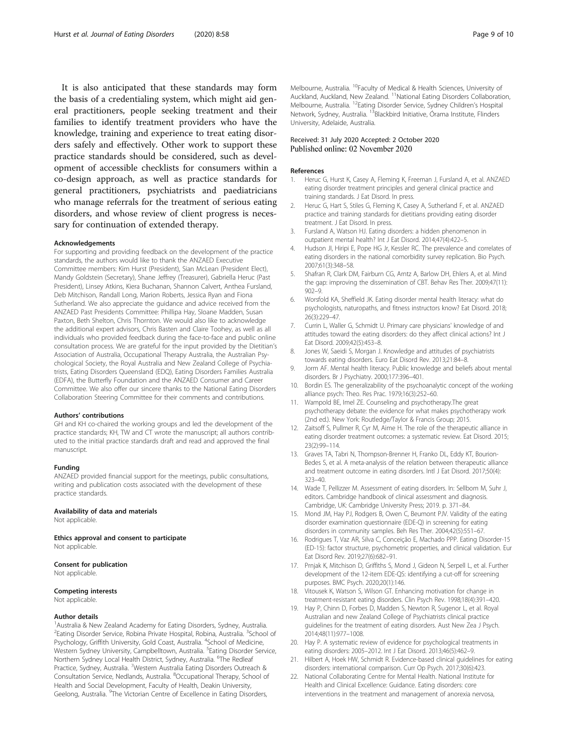It is also anticipated that these standards may form the basis of a credentialing system, which might aid general practitioners, people seeking treatment and their families to identify treatment providers who have the knowledge, training and experience to treat eating disorders safely and effectively. Other work to support these practice standards should be considered, such as development of accessible checklists for consumers within a co-design approach, as well as practice standards for general practitioners, psychiatrists and paediatricians who manage referrals for the treatment of serious eating disorders, and whose review of client progress is necessary for continuation of extended therapy.

#### Acknowledgements

For supporting and providing feedback on the development of the practice standards, the authors would like to thank the ANZAED Executive Committee members: Kim Hurst (President), Sian McLean (President Elect), Mandy Goldstein (Secretary), Shane Jeffrey (Treasurer), Gabriella Heruc (Past President), Linsey Atkins, Kiera Buchanan, Shannon Calvert, Anthea Fursland, Deb Mitchison, Randall Long, Marion Roberts, Jessica Ryan and Fiona Sutherland. We also appreciate the guidance and advice received from the ANZAED Past Presidents Committee: Phillipa Hay, Sloane Madden, Susan Paxton, Beth Shelton, Chris Thornton. We would also like to acknowledge the additional expert advisors, Chris Basten and Claire Toohey, as well as all individuals who provided feedback during the face-to-face and public online consultation process. We are grateful for the input provided by the Dietitian's Association of Australia, Occupational Therapy Australia, the Australian Psychological Society, the Royal Australia and New Zealand College of Psychiatrists, Eating Disorders Queensland (EDQ), Eating Disorders Families Australia (EDFA), the Butterfly Foundation and the ANZAED Consumer and Career Committee. We also offer our sincere thanks to the National Eating Disorders Collaboration Steering Committee for their comments and contributions.

#### Authors' contributions

GH and KH co-chaired the working groups and led the development of the practice standards; KH, TW and CT wrote the manuscript; all authors contributed to the initial practice standards draft and read and approved the final manuscript.

#### Funding

ANZAED provided financial support for the meetings, public consultations, writing and publication costs associated with the development of these practice standards.

#### Availability of data and materials

Not applicable.

#### Ethics approval and consent to participate

Not applicable.

#### Consent for publication

Not applicable.

#### Competing interests

Not applicable.

#### Author details

[1]Australia & New Zealand Academy for Eating Disorders, Sydney, Australia. [2]Eating Disorder Service, Robina Private Hospital, Robina, Australia. [3]School of Psychology, Griffith University, Gold Coast, Australia. [4]School of Medicine, Western Sydney University, Campbelltown, Australia. [5]Eating Disorder Service, Northern Sydney Local Health District, Sydney, Australia. [6]The Redleaf Practice, Sydney, Australia. [7]Western Australia Eating Disorders Outreach & Consultation Service, Nedlands, Australia. [8]Occupational Therapy, School of Health and Social Development, Faculty of Health, Deakin University, Geelong, Australia. [9]The Victorian Centre of Excellence in Eating Disorders, Melbourne, Australia. [10]Faculty of Medical & Health Sciences, University of Auckland, Auckland, New Zealand. [11]National Eating Disorders Collaboration, Melbourne, Australia. [12]Eating Disorder Service, Sydney Children's Hospital Network, Sydney, Australia. [13]Blackbird Initiative, Órama Institute, Flinders University, Adelaide, Australia.

Received: 31 July 2020 Accepted: 2 October 2020
Published online: 02 November 2020

#### References

1. Heruc G, Hurst K, Casey A, Fleming K, Freeman J, Fursland A, et al. ANZAED eating disorder treatment principles and general clinical practice and training standards. J Eat Disord. In press.
2. Heruc G, Hart S, Stiles G, Fleming K, Casey A, Sutherland F, et al. ANZAED practice and training standards for dietitians providing eating disorder treatment. J Eat Disord. In press.
3. Fursland A, Watson HJ. Eating disorders: a hidden phenomenon in outpatient mental health? Int J Eat Disord. 2014;47(4):422–5.
4. Hudson JI, Hiripi E, Pope HG Jr, Kessler RC. The prevalence and correlates of eating disorders in the national comorbidity survey replication. Bio Psych. 2007;61(3):348–58.
5. Shafran R, Clark DM, Fairburn CG, Arntz A, Barlow DH, Ehlers A, et al. Mind the gap: improving the dissemination of CBT. Behav Res Ther. 2009;47(11): 902–9.
6. Worsfold KA, Sheffield JK. Eating disorder mental health literacy: what do psychologists, naturopaths, and fitness instructors know? Eat Disord. 2018; 26(3):229–47.
7. Currin L, Waller G, Schmidt U. Primary care physicians' knowledge of and attitudes toward the eating disorders: do they affect clinical actions? Int J Eat Disord. 2009;42(5):453–8.
8. Jones W, Saeidi S, Morgan J. Knowledge and attitudes of psychiatrists towards eating disorders. Euro Eat Disord Rev. 2013;21:84–8.
9. Jorm AF. Mental health literacy. Public knowledge and beliefs about mental disorders. Br J Psychiatry. 2000;177:396–401.
10. Bordin ES. The generalizability of the psychoanalytic concept of the working alliance psych: Theo. Res Prac. 1979;16(3):252–60.
11. Wampold BE, Imel ZE. Counseling and psychotherapy.The great psychotherapy debate: the evidence for what makes psychotherapy work (2nd ed.). New York: Routledge/Taylor & Francis Group; 2015.
12. Zaitsoff S, Pullmer R, Cyr M, Aime H. The role of the therapeutic alliance in eating disorder treatment outcomes: a systematic review. Eat Disord. 2015; 23(2):99–114.
13. Graves TA, Tabri N, Thompson-Brenner H, Franko DL, Eddy KT, Bourion-Bedes S, et al. A meta-analysis of the relation between therapeutic alliance and treatment outcome in eating disorders. Intl J Eat Disord. 2017;50(4): 323–40.
14. Wade T, Pellizzer M. Assessment of eating disorders. In: Sellbom M, Suhr J, editors. Cambridge handbook of clinical assessment and diagnosis. Cambridge, UK: Cambridge University Press; 2019. p. 371–84.
15. Mond JM, Hay PJ, Rodgers B, Owen C, Beumont PJV. Validity of the eating disorder examination questionnaire (EDE-Q) in screening for eating disorders in community samples. Beh Res Ther. 2004;42(5):551–67.
16. Rodrigues T, Vaz AR, Silva C, Conceição E, Machado PPP. Eating Disorder-15 (ED-15): factor structure, psychometric properties, and clinical validation. Eur Eat Disord Rev. 2019;27(6):682–91.
17. Prnjak K, Mitchison D, Griffiths S, Mond J, Gideon N, Serpell L, et al. Further development of the 12-item EDE-QS: identifying a cut-off for screening purposes. BMC Psych. 2020;20(1):146.
18. Vitousek K, Watson S, Wilson GT. Enhancing motivation for change in treatment-resistant eating disorders. Clin Psych Rev. 1998;18(4):391–420.
19. Hay P, Chinn D, Forbes D, Madden S, Newton R, Sugenor L, et al. Royal Australian and new Zealand College of Psychiatrists clinical practice guidelines for the treatment of eating disorders. Aust New Zea J Psych. 2014;48(11):977–1008.
20. Hay P. A systematic review of evidence for psychological treatments in eating disorders: 2005–2012. Int J Eat Disord. 2013;46(5):462–9.
21. Hilbert A, Hoek HW, Schmidt R. Evidence-based clinical guidelines for eating disorders: international comparison. Curr Op Psych. 2017;30(6):423.
22. National Collaborating Centre for Mental Health. National Institute for Health and Clinical Excellence: Guidance. Eating disorders: core interventions in the treatment and management of anorexia nervosa,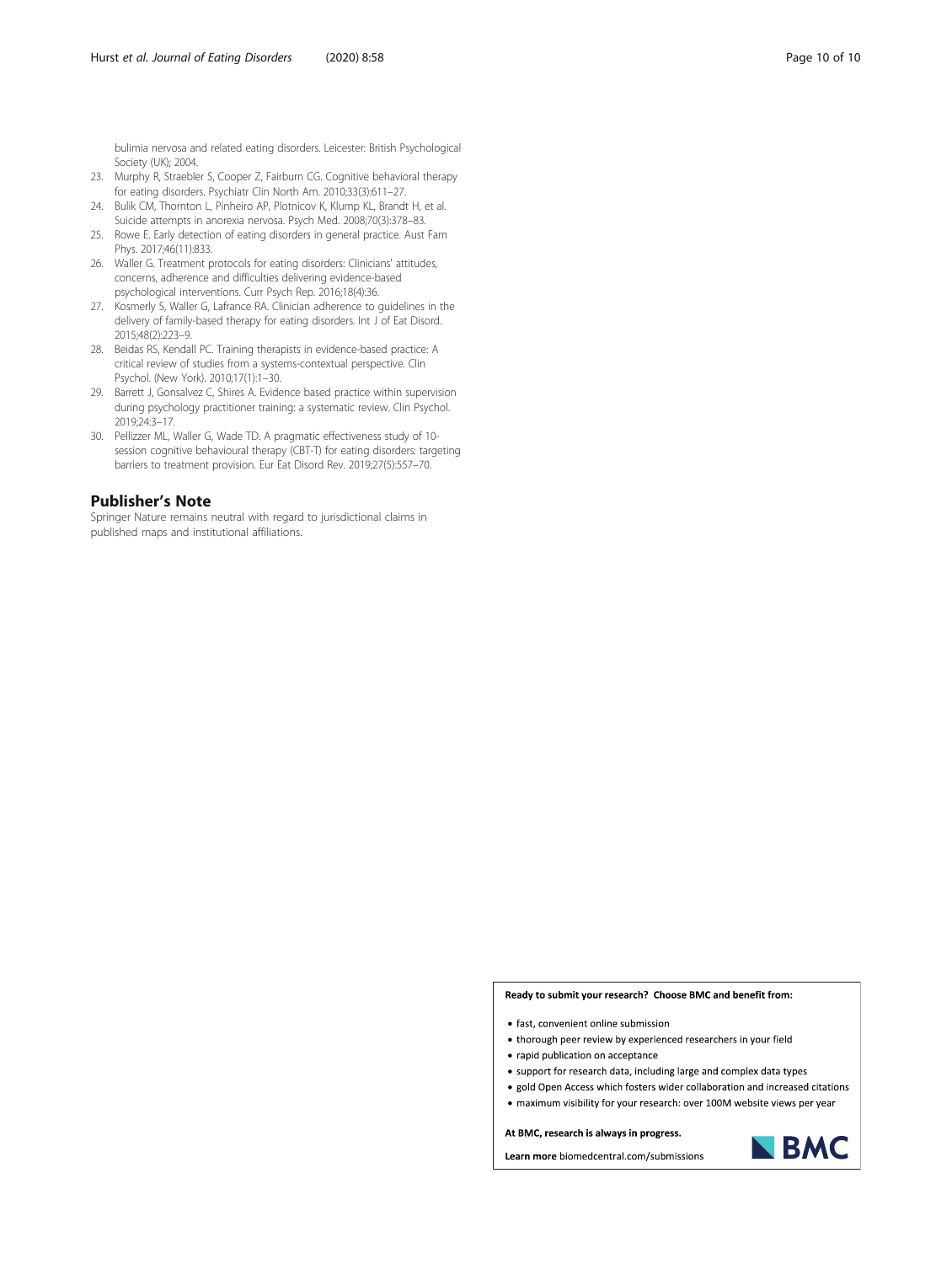bulimia nervosa and related eating disorders. Leicester: British Psychological Society (UK); 2004.

23. Murphy R, Straebler S, Cooper Z, Fairburn CG. Cognitive behavioral therapy for eating disorders. Psychiatr Clin North Am. 2010;33(3):611–27.
24. Bulik CM, Thornton L, Pinheiro AP, Plotnicov K, Klump KL, Brandt H, et al. Suicide attempts in anorexia nervosa. Psych Med. 2008;70(3):378–83.
25. Rowe E. Early detection of eating disorders in general practice. Aust Fam Phys. 2017;46(11):833.
26. Waller G. Treatment protocols for eating disorders: Clinicians' attitudes, concerns, adherence and difficulties delivering evidence-based psychological interventions. Curr Psych Rep. 2016;18(4):36.
27. Kosmerly S, Waller G, Lafrance RA. Clinician adherence to guidelines in the delivery of family-based therapy for eating disorders. Int J of Eat Disord. 2015;48(2):223–9.
28. Beidas RS, Kendall PC. Training therapists in evidence-based practice: A critical review of studies from a systems-contextual perspective. Clin Psychol. (New York). 2010;17(1):1–30.
29. Barrett J, Gonsalvez C, Shires A. Evidence based practice within supervision during psychology practitioner training: a systematic review. Clin Psychol. 2019;24:3–17.
30. Pellizzer ML, Waller G, Wade TD. A pragmatic effectiveness study of 10-session cognitive behavioural therapy (CBT-T) for eating disorders: targeting barriers to treatment provision. Eur Eat Disord Rev. 2019;27(5):557–70.

## Publisher's Note

Springer Nature remains neutral with regard to jurisdictional claims in published maps and institutional affiliations.

**Ready to submit your research? Choose BMC and benefit from:**

- fast, convenient online submission
- thorough peer review by experienced researchers in your field
- rapid publication on acceptance
- support for research data, including large and complex data types
- gold Open Access which fosters wider collaboration and increased citations
- maximum visibility for your research: over 100M website views per year

**At BMC, research is always in progress.**

**Learn more** biomedcentral.com/submissions

BMC